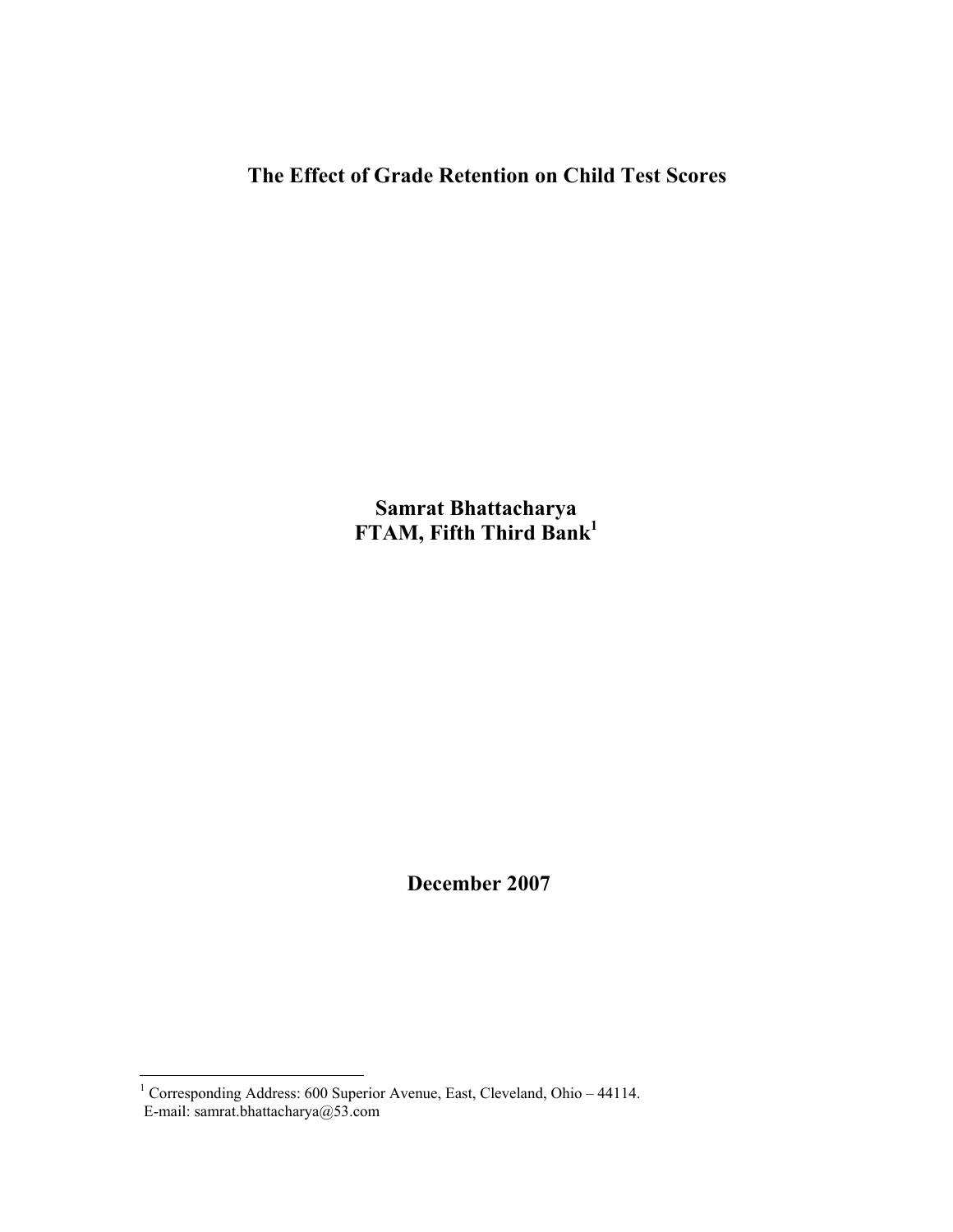# The Effect of Grade Retention on Child Test Scores

**Samrat Bhattacharya**
**FTAM, Fifth Third Bank[1]**

**December 2007**

---

[1] Corresponding Address: 600 Superior Avenue, East, Cleveland, Ohio – 44114.
E-mail: samrat.bhattacharya@53.com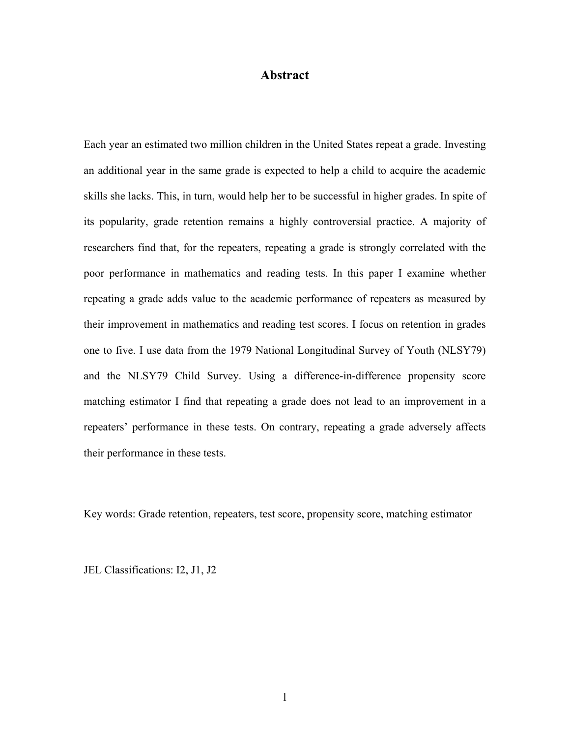## Abstract

Each year an estimated two million children in the United States repeat a grade. Investing an additional year in the same grade is expected to help a child to acquire the academic skills she lacks. This, in turn, would help her to be successful in higher grades. In spite of its popularity, grade retention remains a highly controversial practice. A majority of researchers find that, for the repeaters, repeating a grade is strongly correlated with the poor performance in mathematics and reading tests. In this paper I examine whether repeating a grade adds value to the academic performance of repeaters as measured by their improvement in mathematics and reading test scores. I focus on retention in grades one to five. I use data from the 1979 National Longitudinal Survey of Youth (NLSY79) and the NLSY79 Child Survey. Using a difference-in-difference propensity score matching estimator I find that repeating a grade does not lead to an improvement in a repeaters' performance in these tests. On contrary, repeating a grade adversely affects their performance in these tests.

Key words: Grade retention, repeaters, test score, propensity score, matching estimator

JEL Classifications: I2, J1, J2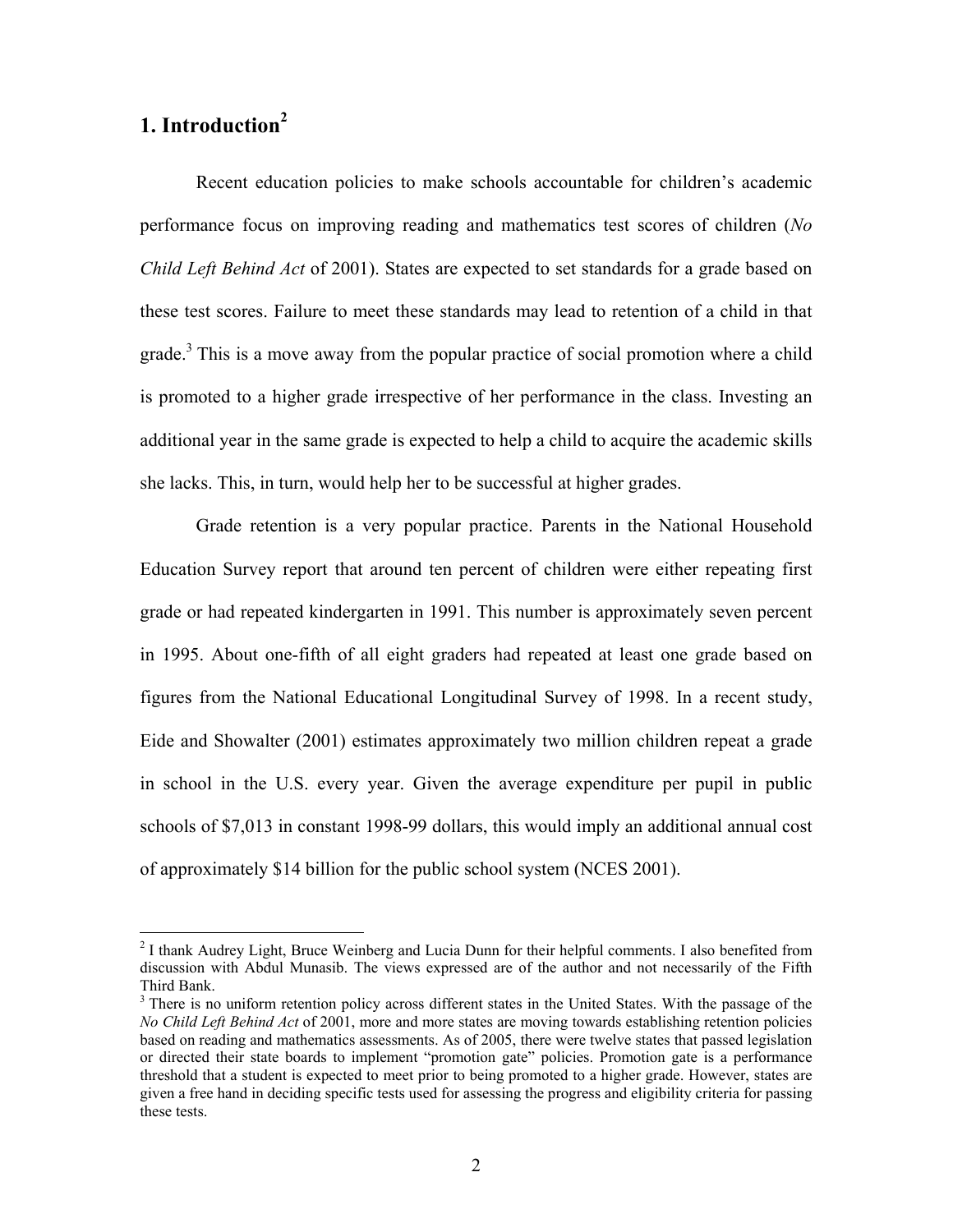# 1. Introduction[2]

Recent education policies to make schools accountable for children's academic performance focus on improving reading and mathematics test scores of children (*No Child Left Behind Act* of 2001). States are expected to set standards for a grade based on these test scores. Failure to meet these standards may lead to retention of a child in that grade.[3] This is a move away from the popular practice of social promotion where a child is promoted to a higher grade irrespective of her performance in the class. Investing an additional year in the same grade is expected to help a child to acquire the academic skills she lacks. This, in turn, would help her to be successful at higher grades.

Grade retention is a very popular practice. Parents in the National Household Education Survey report that around ten percent of children were either repeating first grade or had repeated kindergarten in 1991. This number is approximately seven percent in 1995. About one-fifth of all eight graders had repeated at least one grade based on figures from the National Educational Longitudinal Survey of 1998. In a recent study, Eide and Showalter (2001) estimates approximately two million children repeat a grade in school in the U.S. every year. Given the average expenditure per pupil in public schools of $7,013 in constant 1998-99 dollars, this would imply an additional annual cost of approximately $14 billion for the public school system (NCES 2001).

---

[2] I thank Audrey Light, Bruce Weinberg and Lucia Dunn for their helpful comments. I also benefited from discussion with Abdul Munasib. The views expressed are of the author and not necessarily of the Fifth Third Bank.

[3] There is no uniform retention policy across different states in the United States. With the passage of the *No Child Left Behind Act* of 2001, more and more states are moving towards establishing retention policies based on reading and mathematics assessments. As of 2005, there were twelve states that passed legislation or directed their state boards to implement "promotion gate" policies. Promotion gate is a performance threshold that a student is expected to meet prior to being promoted to a higher grade. However, states are given a free hand in deciding specific tests used for assessing the progress and eligibility criteria for passing these tests.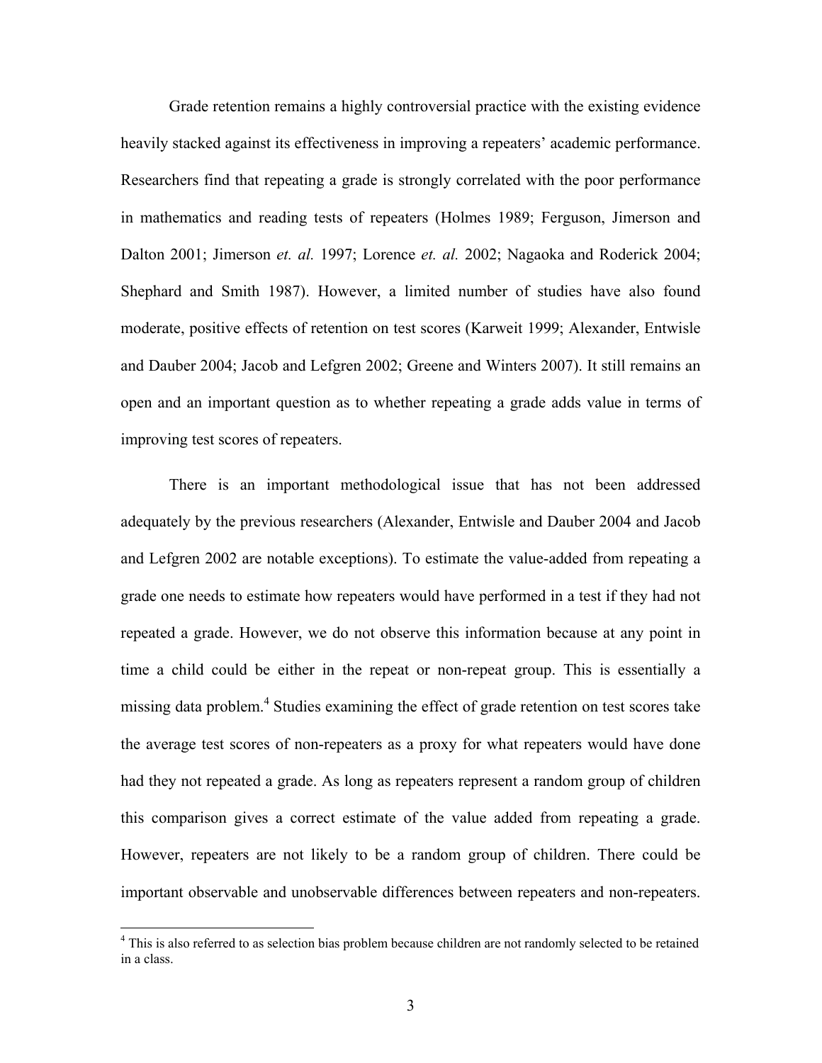Grade retention remains a highly controversial practice with the existing evidence heavily stacked against its effectiveness in improving a repeaters' academic performance. Researchers find that repeating a grade is strongly correlated with the poor performance in mathematics and reading tests of repeaters (Holmes 1989; Ferguson, Jimerson and Dalton 2001; Jimerson *et. al.* 1997; Lorence *et. al.* 2002; Nagaoka and Roderick 2004; Shephard and Smith 1987). However, a limited number of studies have also found moderate, positive effects of retention on test scores (Karweit 1999; Alexander, Entwisle and Dauber 2004; Jacob and Lefgren 2002; Greene and Winters 2007). It still remains an open and an important question as to whether repeating a grade adds value in terms of improving test scores of repeaters.

There is an important methodological issue that has not been addressed adequately by the previous researchers (Alexander, Entwisle and Dauber 2004 and Jacob and Lefgren 2002 are notable exceptions). To estimate the value-added from repeating a grade one needs to estimate how repeaters would have performed in a test if they had not repeated a grade. However, we do not observe this information because at any point in time a child could be either in the repeat or non-repeat group. This is essentially a missing data problem.[4] Studies examining the effect of grade retention on test scores take the average test scores of non-repeaters as a proxy for what repeaters would have done had they not repeated a grade. As long as repeaters represent a random group of children this comparison gives a correct estimate of the value added from repeating a grade. However, repeaters are not likely to be a random group of children. There could be important observable and unobservable differences between repeaters and non-repeaters.

[4] This is also referred to as selection bias problem because children are not randomly selected to be retained in a class.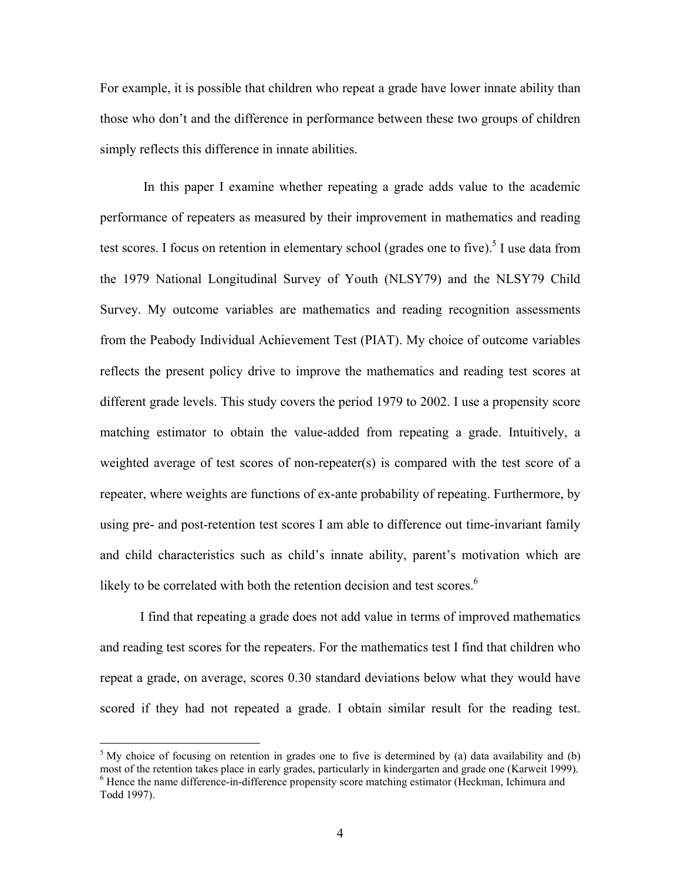For example, it is possible that children who repeat a grade have lower innate ability than those who don't and the difference in performance between these two groups of children simply reflects this difference in innate abilities.

In this paper I examine whether repeating a grade adds value to the academic performance of repeaters as measured by their improvement in mathematics and reading test scores. I focus on retention in elementary school (grades one to five).[5] I use data from the 1979 National Longitudinal Survey of Youth (NLSY79) and the NLSY79 Child Survey. My outcome variables are mathematics and reading recognition assessments from the Peabody Individual Achievement Test (PIAT). My choice of outcome variables reflects the present policy drive to improve the mathematics and reading test scores at different grade levels. This study covers the period 1979 to 2002. I use a propensity score matching estimator to obtain the value-added from repeating a grade. Intuitively, a weighted average of test scores of non-repeater(s) is compared with the test score of a repeater, where weights are functions of ex-ante probability of repeating. Furthermore, by using pre- and post-retention test scores I am able to difference out time-invariant family and child characteristics such as child's innate ability, parent's motivation which are likely to be correlated with both the retention decision and test scores.[6]

I find that repeating a grade does not add value in terms of improved mathematics and reading test scores for the repeaters. For the mathematics test I find that children who repeat a grade, on average, scores 0.30 standard deviations below what they would have scored if they had not repeated a grade. I obtain similar result for the reading test.

---

[5] My choice of focusing on retention in grades one to five is determined by (a) data availability and (b) most of the retention takes place in early grades, particularly in kindergarten and grade one (Karweit 1999).

[6] Hence the name difference-in-difference propensity score matching estimator (Heckman, Ichimura and Todd 1997).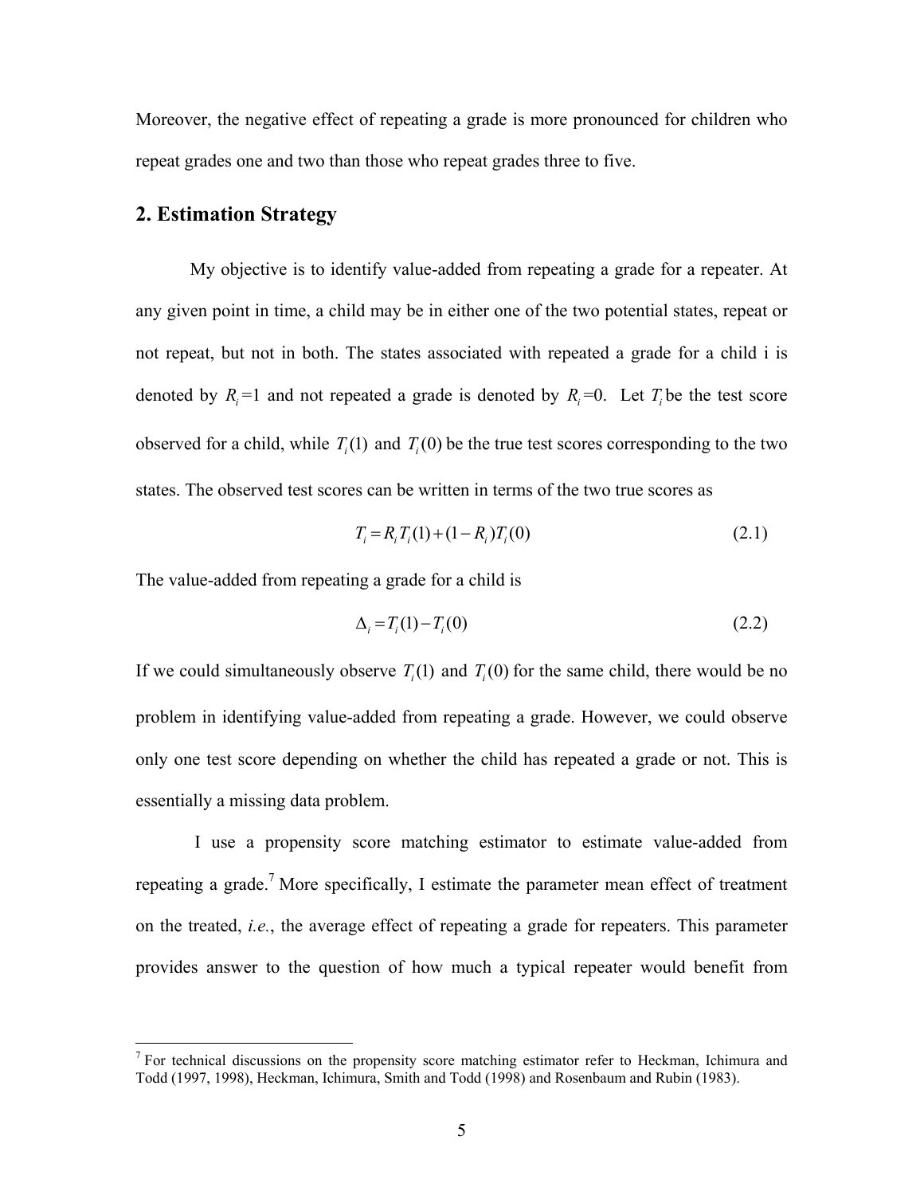Moreover, the negative effect of repeating a grade is more pronounced for children who repeat grades one and two than those who repeat grades three to five.

## 2. Estimation Strategy

My objective is to identify value-added from repeating a grade for a repeater. At any given point in time, a child may be in either one of the two potential states, repeat or not repeat, but not in both. The states associated with repeated a grade for a child i is denoted by $R_i$=1 and not repeated a grade is denoted by $R_i$=0. Let $T_i$ be the test score observed for a child, while $T_i(1)$ and $T_i(0)$ be the true test scores corresponding to the two states. The observed test scores can be written in terms of the two true scores as

$$T_i = R_i T_i(1) + (1 - R_i) T_i(0) \tag{2.1}$$

The value-added from repeating a grade for a child is

$$\Delta_i = T_i(1) - T_i(0) \tag{2.2}$$

If we could simultaneously observe $T_i(1)$ and $T_i(0)$ for the same child, there would be no problem in identifying value-added from repeating a grade. However, we could observe only one test score depending on whether the child has repeated a grade or not. This is essentially a missing data problem.

I use a propensity score matching estimator to estimate value-added from repeating a grade.[7] More specifically, I estimate the parameter mean effect of treatment on the treated, *i.e.*, the average effect of repeating a grade for repeaters. This parameter provides answer to the question of how much a typical repeater would benefit from

[7] For technical discussions on the propensity score matching estimator refer to Heckman, Ichimura and Todd (1997, 1998), Heckman, Ichimura, Smith and Todd (1998) and Rosenbaum and Rubin (1983).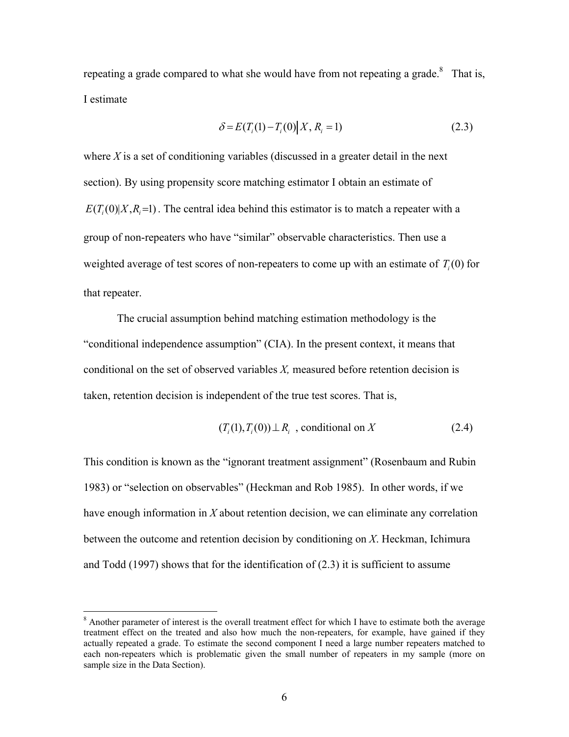repeating a grade compared to what she would have from not repeating a grade.[8] That is, I estimate

$$\delta = E(T_i(1) - T_i(0) \big| X, R_i = 1) \tag{2.3}$$

where *X* is a set of conditioning variables (discussed in a greater detail in the next section). By using propensity score matching estimator I obtain an estimate of $E(T_i(0)|X, R_i=1)$. The central idea behind this estimator is to match a repeater with a group of non-repeaters who have "similar" observable characteristics. Then use a weighted average of test scores of non-repeaters to come up with an estimate of $T_i(0)$ for that repeater.

The crucial assumption behind matching estimation methodology is the "conditional independence assumption" (CIA). In the present context, it means that conditional on the set of observed variables *X,* measured before retention decision is taken, retention decision is independent of the true test scores. That is,

$$(T_i(1), T_i(0)) \perp R_i \text{ , conditional on } X \tag{2.4}$$

This condition is known as the "ignorant treatment assignment" (Rosenbaum and Rubin 1983) or "selection on observables" (Heckman and Rob 1985). In other words, if we have enough information in *X* about retention decision, we can eliminate any correlation between the outcome and retention decision by conditioning on *X*. Heckman, Ichimura and Todd (1997) shows that for the identification of (2.3) it is sufficient to assume

[8] Another parameter of interest is the overall treatment effect for which I have to estimate both the average treatment effect on the treated and also how much the non-repeaters, for example, have gained if they actually repeated a grade. To estimate the second component I need a large number repeaters matched to each non-repeaters which is problematic given the small number of repeaters in my sample (more on sample size in the Data Section).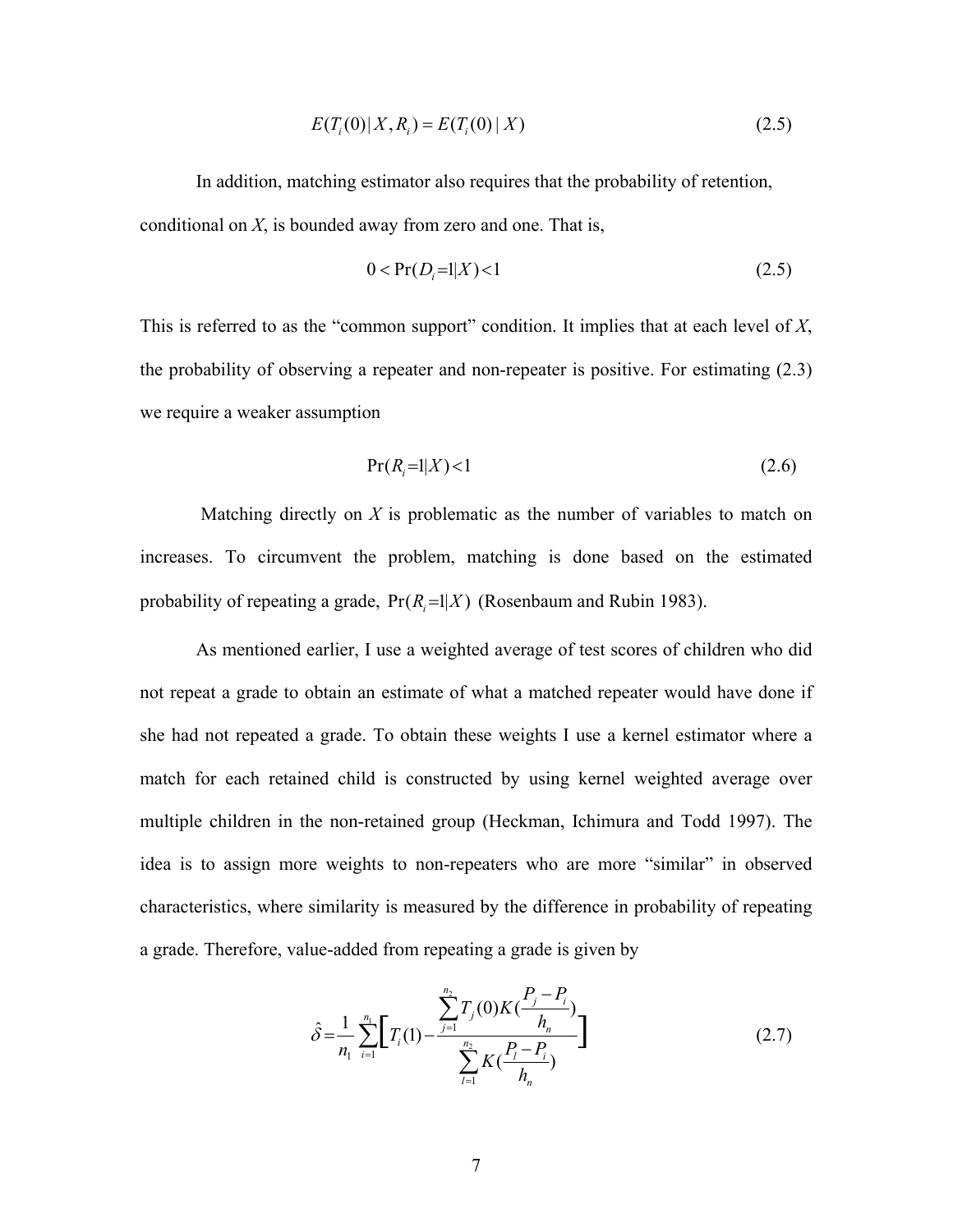$$E(T_i(0) \mid X, R_i) = E(T_i(0) \mid X) \tag{2.5}$$

In addition, matching estimator also requires that the probability of retention, conditional on *X*, is bounded away from zero and one. That is,

$$0 < \Pr(D_i = 1 \mid X) < 1 \tag{2.5}$$

This is referred to as the "common support" condition. It implies that at each level of *X*, the probability of observing a repeater and non-repeater is positive. For estimating (2.3) we require a weaker assumption

$$\Pr(R_i = 1 \mid X) < 1 \tag{2.6}$$

Matching directly on *X* is problematic as the number of variables to match on increases. To circumvent the problem, matching is done based on the estimated probability of repeating a grade, $\Pr(R_i = 1 \mid X)$ (Rosenbaum and Rubin 1983).

As mentioned earlier, I use a weighted average of test scores of children who did not repeat a grade to obtain an estimate of what a matched repeater would have done if she had not repeated a grade. To obtain these weights I use a kernel estimator where a match for each retained child is constructed by using kernel weighted average over multiple children in the non-retained group (Heckman, Ichimura and Todd 1997). The idea is to assign more weights to non-repeaters who are more "similar" in observed characteristics, where similarity is measured by the difference in probability of repeating a grade. Therefore, value-added from repeating a grade is given by

$$\hat{\delta} = \frac{1}{n_1} \sum_{i=1}^{n_1} \left[ T_i(1) - \frac{\sum_{j=1}^{n_2} T_j(0) K\left(\frac{P_j - P_i}{h_n}\right)}{\sum_{l=1}^{n_2} K\left(\frac{P_l - P_i}{h_n}\right)} \right] \tag{2.7}$$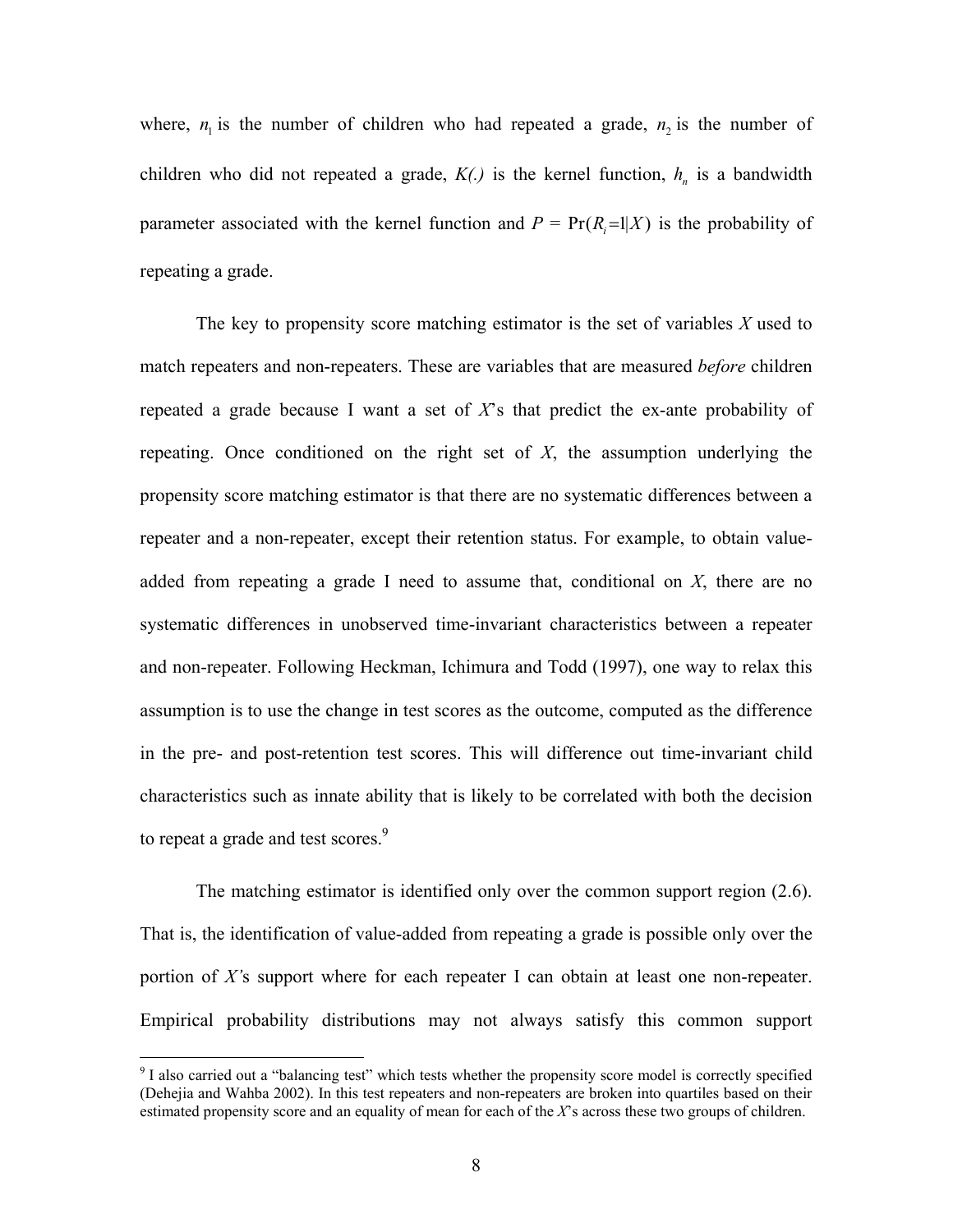where, $n_1$ is the number of children who had repeated a grade, $n_2$ is the number of children who did not repeated a grade, *K(.)* is the kernel function, $h_n$ is a bandwidth parameter associated with the kernel function and $P = \Pr(R_i\!=\!1|X)$ is the probability of repeating a grade.

The key to propensity score matching estimator is the set of variables *X* used to match repeaters and non-repeaters. These are variables that are measured *before* children repeated a grade because I want a set of *X*'s that predict the ex-ante probability of repeating. Once conditioned on the right set of *X*, the assumption underlying the propensity score matching estimator is that there are no systematic differences between a repeater and a non-repeater, except their retention status. For example, to obtain value-added from repeating a grade I need to assume that, conditional on *X*, there are no systematic differences in unobserved time-invariant characteristics between a repeater and non-repeater. Following Heckman, Ichimura and Todd (1997), one way to relax this assumption is to use the change in test scores as the outcome, computed as the difference in the pre- and post-retention test scores. This will difference out time-invariant child characteristics such as innate ability that is likely to be correlated with both the decision to repeat a grade and test scores.[9]

The matching estimator is identified only over the common support region (2.6). That is, the identification of value-added from repeating a grade is possible only over the portion of *X'*s support where for each repeater I can obtain at least one non-repeater. Empirical probability distributions may not always satisfy this common support

---

[9] I also carried out a "balancing test" which tests whether the propensity score model is correctly specified (Dehejia and Wahba 2002). In this test repeaters and non-repeaters are broken into quartiles based on their estimated propensity score and an equality of mean for each of the *X*'s across these two groups of children.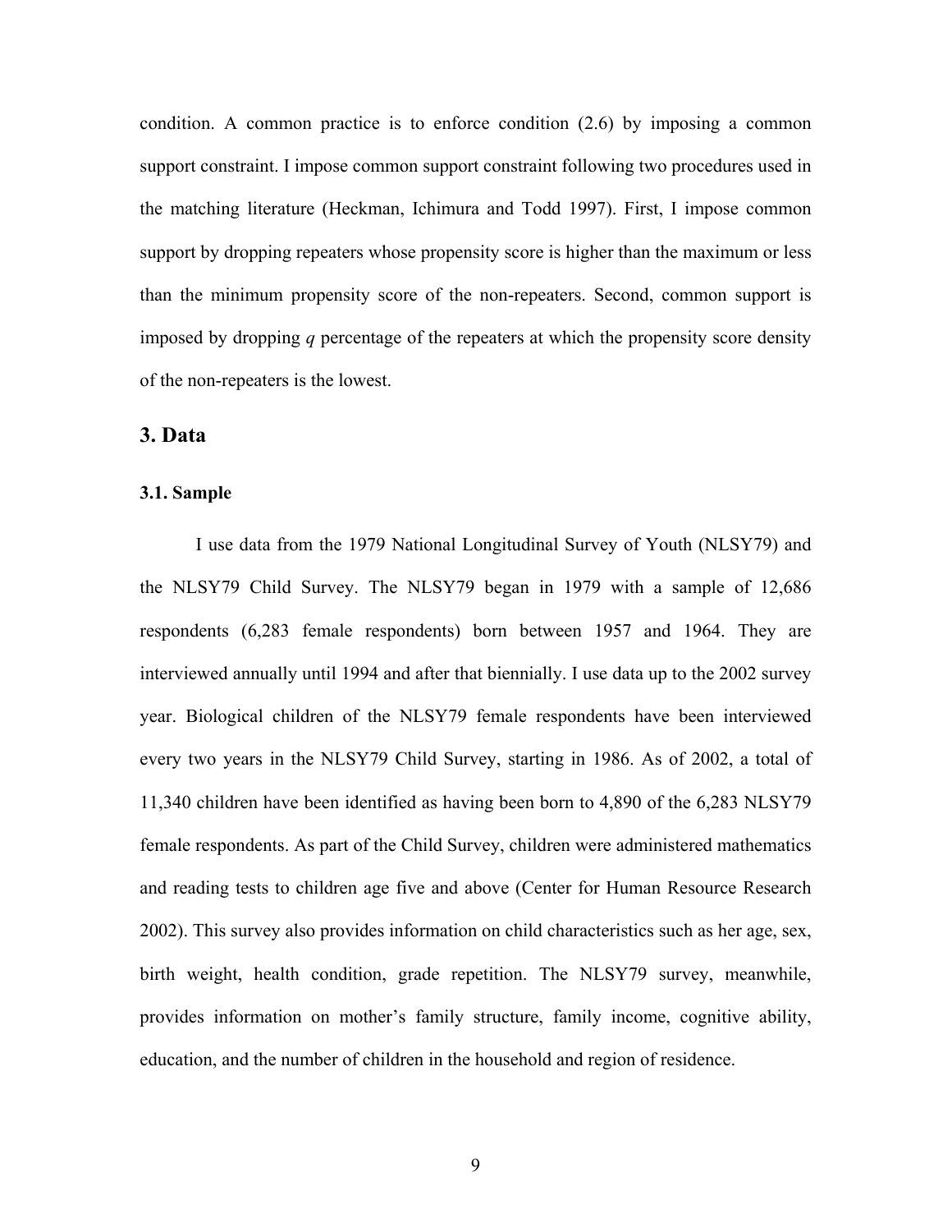condition. A common practice is to enforce condition (2.6) by imposing a common support constraint. I impose common support constraint following two procedures used in the matching literature (Heckman, Ichimura and Todd 1997). First, I impose common support by dropping repeaters whose propensity score is higher than the maximum or less than the minimum propensity score of the non-repeaters. Second, common support is imposed by dropping $q$ percentage of the repeaters at which the propensity score density of the non-repeaters is the lowest.

## 3. Data

### 3.1. Sample

I use data from the 1979 National Longitudinal Survey of Youth (NLSY79) and the NLSY79 Child Survey. The NLSY79 began in 1979 with a sample of 12,686 respondents (6,283 female respondents) born between 1957 and 1964. They are interviewed annually until 1994 and after that biennially. I use data up to the 2002 survey year. Biological children of the NLSY79 female respondents have been interviewed every two years in the NLSY79 Child Survey, starting in 1986. As of 2002, a total of 11,340 children have been identified as having been born to 4,890 of the 6,283 NLSY79 female respondents. As part of the Child Survey, children were administered mathematics and reading tests to children age five and above (Center for Human Resource Research 2002). This survey also provides information on child characteristics such as her age, sex, birth weight, health condition, grade repetition. The NLSY79 survey, meanwhile, provides information on mother's family structure, family income, cognitive ability, education, and the number of children in the household and region of residence.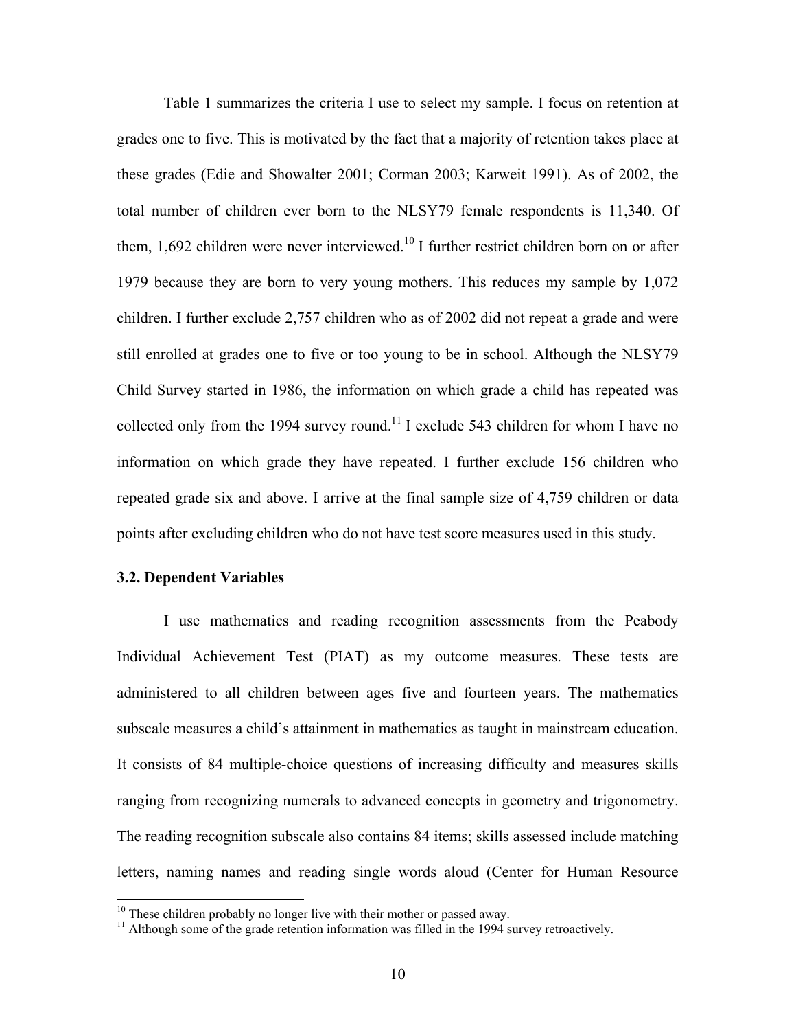Table 1 summarizes the criteria I use to select my sample. I focus on retention at grades one to five. This is motivated by the fact that a majority of retention takes place at these grades (Edie and Showalter 2001; Corman 2003; Karweit 1991). As of 2002, the total number of children ever born to the NLSY79 female respondents is 11,340. Of them, 1,692 children were never interviewed.[10] I further restrict children born on or after 1979 because they are born to very young mothers. This reduces my sample by 1,072 children. I further exclude 2,757 children who as of 2002 did not repeat a grade and were still enrolled at grades one to five or too young to be in school. Although the NLSY79 Child Survey started in 1986, the information on which grade a child has repeated was collected only from the 1994 survey round.[11] I exclude 543 children for whom I have no information on which grade they have repeated. I further exclude 156 children who repeated grade six and above. I arrive at the final sample size of 4,759 children or data points after excluding children who do not have test score measures used in this study.

### 3.2. Dependent Variables

I use mathematics and reading recognition assessments from the Peabody Individual Achievement Test (PIAT) as my outcome measures. These tests are administered to all children between ages five and fourteen years. The mathematics subscale measures a child's attainment in mathematics as taught in mainstream education. It consists of 84 multiple-choice questions of increasing difficulty and measures skills ranging from recognizing numerals to advanced concepts in geometry and trigonometry. The reading recognition subscale also contains 84 items; skills assessed include matching letters, naming names and reading single words aloud (Center for Human Resource

[10] These children probably no longer live with their mother or passed away.

[11] Although some of the grade retention information was filled in the 1994 survey retroactively.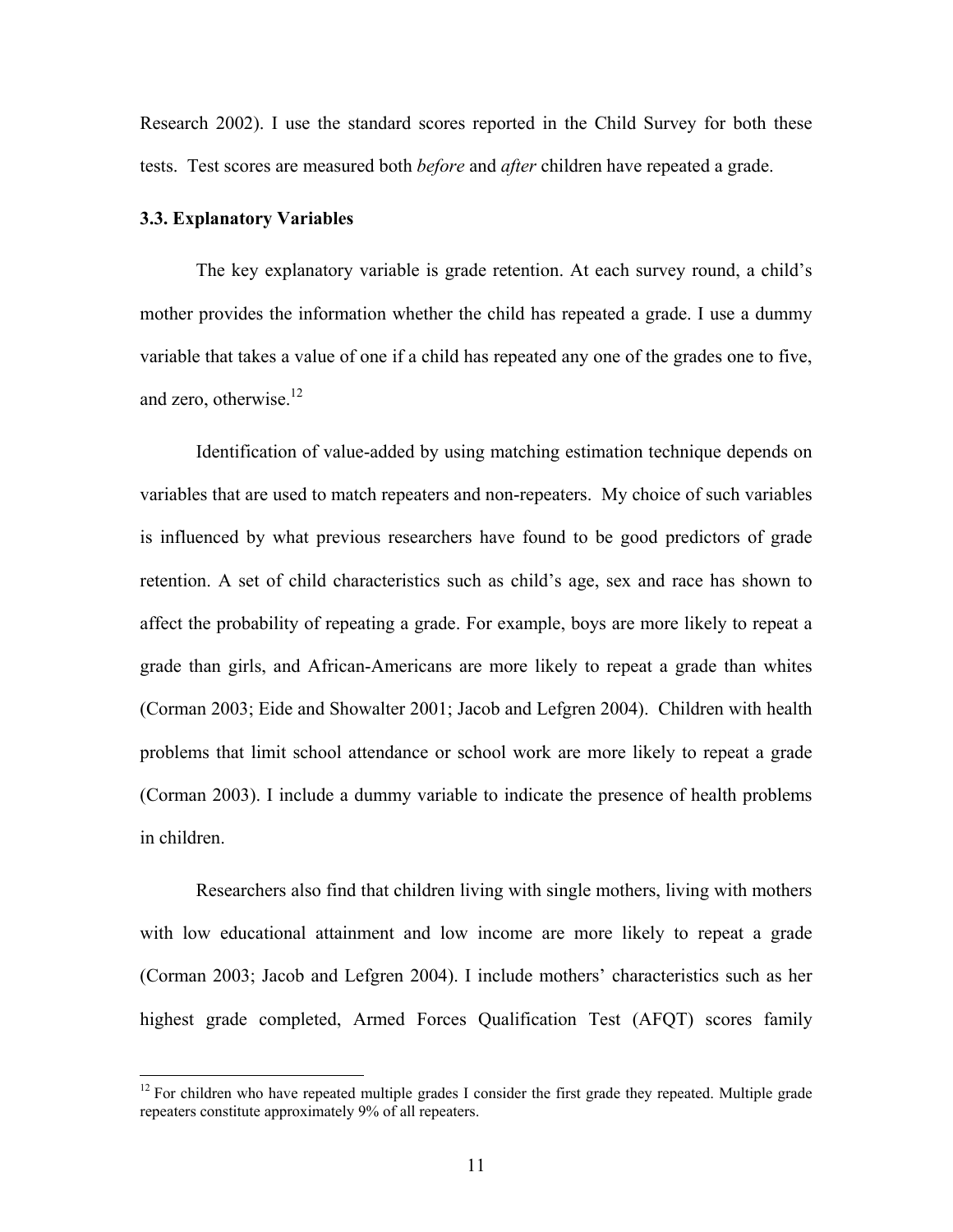Research 2002). I use the standard scores reported in the Child Survey for both these tests. Test scores are measured both *before* and *after* children have repeated a grade.

### 3.3. Explanatory Variables

The key explanatory variable is grade retention. At each survey round, a child's mother provides the information whether the child has repeated a grade. I use a dummy variable that takes a value of one if a child has repeated any one of the grades one to five, and zero, otherwise.[12]

Identification of value-added by using matching estimation technique depends on variables that are used to match repeaters and non-repeaters. My choice of such variables is influenced by what previous researchers have found to be good predictors of grade retention. A set of child characteristics such as child's age, sex and race has shown to affect the probability of repeating a grade. For example, boys are more likely to repeat a grade than girls, and African-Americans are more likely to repeat a grade than whites (Corman 2003; Eide and Showalter 2001; Jacob and Lefgren 2004). Children with health problems that limit school attendance or school work are more likely to repeat a grade (Corman 2003). I include a dummy variable to indicate the presence of health problems in children.

Researchers also find that children living with single mothers, living with mothers with low educational attainment and low income are more likely to repeat a grade (Corman 2003; Jacob and Lefgren 2004). I include mothers' characteristics such as her highest grade completed, Armed Forces Qualification Test (AFQT) scores family

---

[12] For children who have repeated multiple grades I consider the first grade they repeated. Multiple grade repeaters constitute approximately 9% of all repeaters.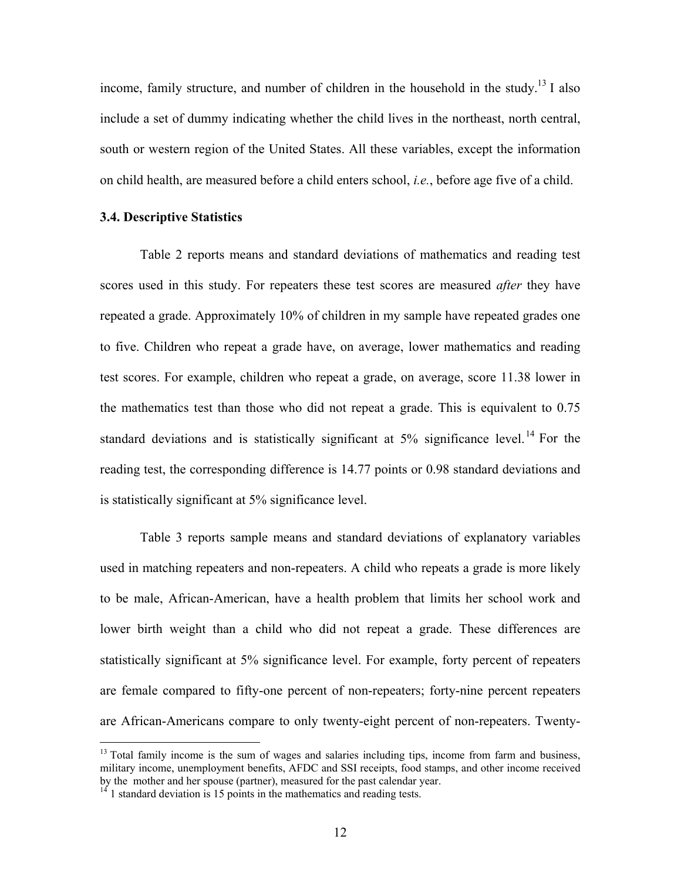income, family structure, and number of children in the household in the study.[13] I also include a set of dummy indicating whether the child lives in the northeast, north central, south or western region of the United States. All these variables, except the information on child health, are measured before a child enters school, *i.e.*, before age five of a child.

### 3.4. Descriptive Statistics

Table 2 reports means and standard deviations of mathematics and reading test scores used in this study. For repeaters these test scores are measured *after* they have repeated a grade. Approximately 10% of children in my sample have repeated grades one to five. Children who repeat a grade have, on average, lower mathematics and reading test scores. For example, children who repeat a grade, on average, score 11.38 lower in the mathematics test than those who did not repeat a grade. This is equivalent to 0.75 standard deviations and is statistically significant at 5% significance level.[14] For the reading test, the corresponding difference is 14.77 points or 0.98 standard deviations and is statistically significant at 5% significance level.

Table 3 reports sample means and standard deviations of explanatory variables used in matching repeaters and non-repeaters. A child who repeats a grade is more likely to be male, African-American, have a health problem that limits her school work and lower birth weight than a child who did not repeat a grade. These differences are statistically significant at 5% significance level. For example, forty percent of repeaters are female compared to fifty-one percent of non-repeaters; forty-nine percent repeaters are African-Americans compare to only twenty-eight percent of non-repeaters. Twenty-

---

[13] Total family income is the sum of wages and salaries including tips, income from farm and business, military income, unemployment benefits, AFDC and SSI receipts, food stamps, and other income received by the mother and her spouse (partner), measured for the past calendar year.

[14] 1 standard deviation is 15 points in the mathematics and reading tests.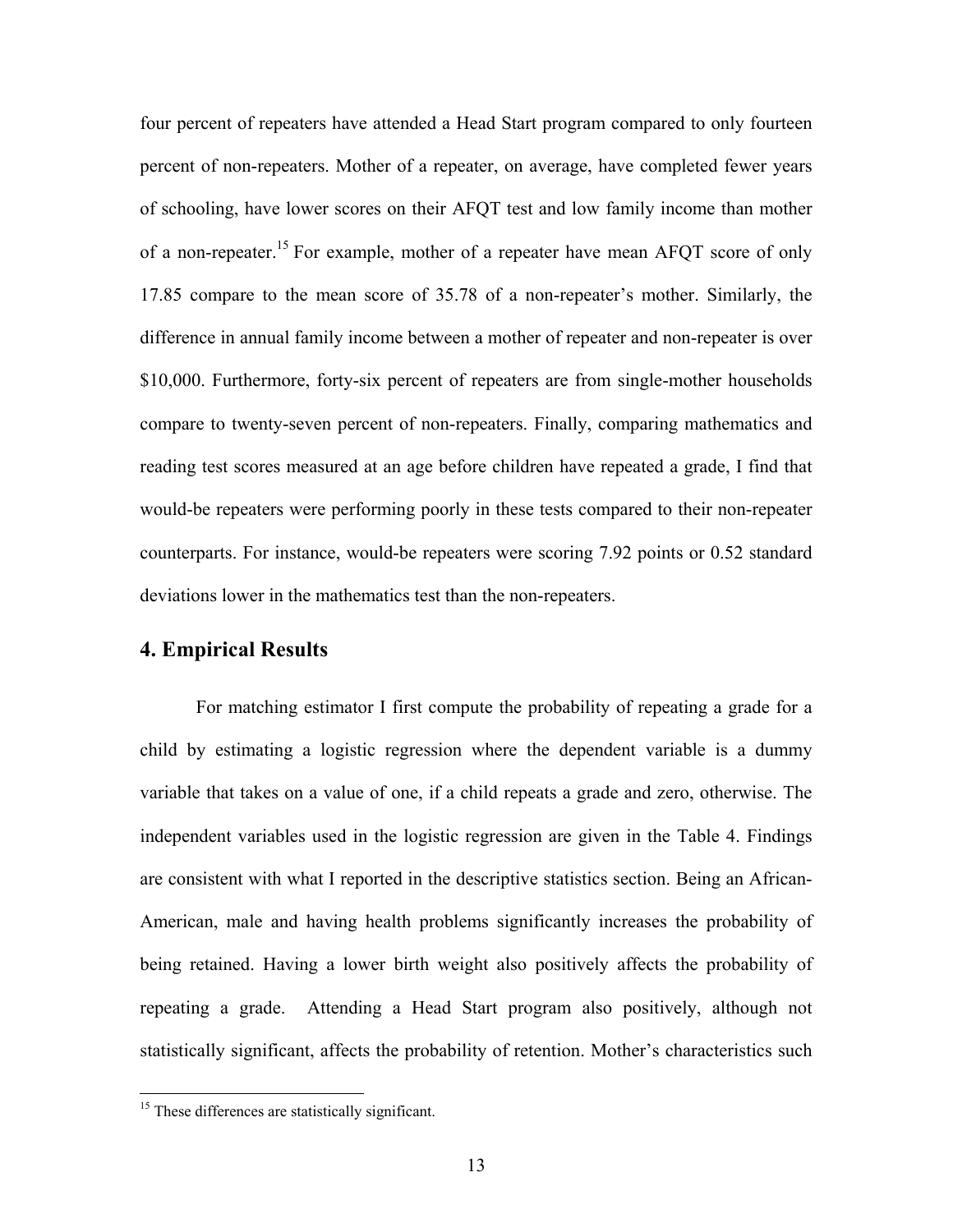four percent of repeaters have attended a Head Start program compared to only fourteen percent of non-repeaters. Mother of a repeater, on average, have completed fewer years of schooling, have lower scores on their AFQT test and low family income than mother of a non-repeater.[15] For example, mother of a repeater have mean AFQT score of only 17.85 compare to the mean score of 35.78 of a non-repeater's mother. Similarly, the difference in annual family income between a mother of repeater and non-repeater is over $10,000. Furthermore, forty-six percent of repeaters are from single-mother households compare to twenty-seven percent of non-repeaters. Finally, comparing mathematics and reading test scores measured at an age before children have repeated a grade, I find that would-be repeaters were performing poorly in these tests compared to their non-repeater counterparts. For instance, would-be repeaters were scoring 7.92 points or 0.52 standard deviations lower in the mathematics test than the non-repeaters.

## 4. Empirical Results

For matching estimator I first compute the probability of repeating a grade for a child by estimating a logistic regression where the dependent variable is a dummy variable that takes on a value of one, if a child repeats a grade and zero, otherwise. The independent variables used in the logistic regression are given in the Table 4. Findings are consistent with what I reported in the descriptive statistics section. Being an African-American, male and having health problems significantly increases the probability of being retained. Having a lower birth weight also positively affects the probability of repeating a grade. Attending a Head Start program also positively, although not statistically significant, affects the probability of retention. Mother's characteristics such

[15] These differences are statistically significant.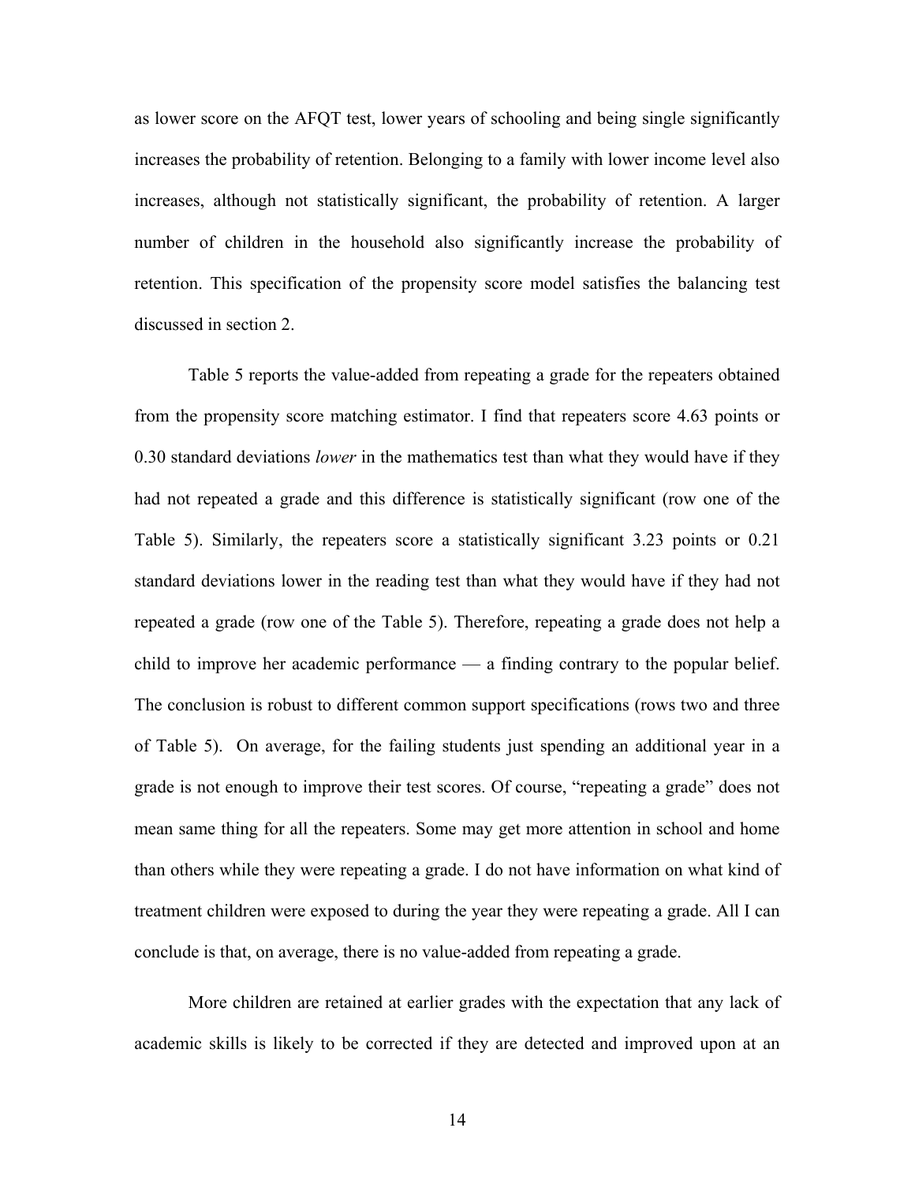as lower score on the AFQT test, lower years of schooling and being single significantly increases the probability of retention. Belonging to a family with lower income level also increases, although not statistically significant, the probability of retention. A larger number of children in the household also significantly increase the probability of retention. This specification of the propensity score model satisfies the balancing test discussed in section 2.

Table 5 reports the value-added from repeating a grade for the repeaters obtained from the propensity score matching estimator. I find that repeaters score 4.63 points or 0.30 standard deviations *lower* in the mathematics test than what they would have if they had not repeated a grade and this difference is statistically significant (row one of the Table 5). Similarly, the repeaters score a statistically significant 3.23 points or 0.21 standard deviations lower in the reading test than what they would have if they had not repeated a grade (row one of the Table 5). Therefore, repeating a grade does not help a child to improve her academic performance — a finding contrary to the popular belief. The conclusion is robust to different common support specifications (rows two and three of Table 5). On average, for the failing students just spending an additional year in a grade is not enough to improve their test scores. Of course, "repeating a grade" does not mean same thing for all the repeaters. Some may get more attention in school and home than others while they were repeating a grade. I do not have information on what kind of treatment children were exposed to during the year they were repeating a grade. All I can conclude is that, on average, there is no value-added from repeating a grade.

More children are retained at earlier grades with the expectation that any lack of academic skills is likely to be corrected if they are detected and improved upon at an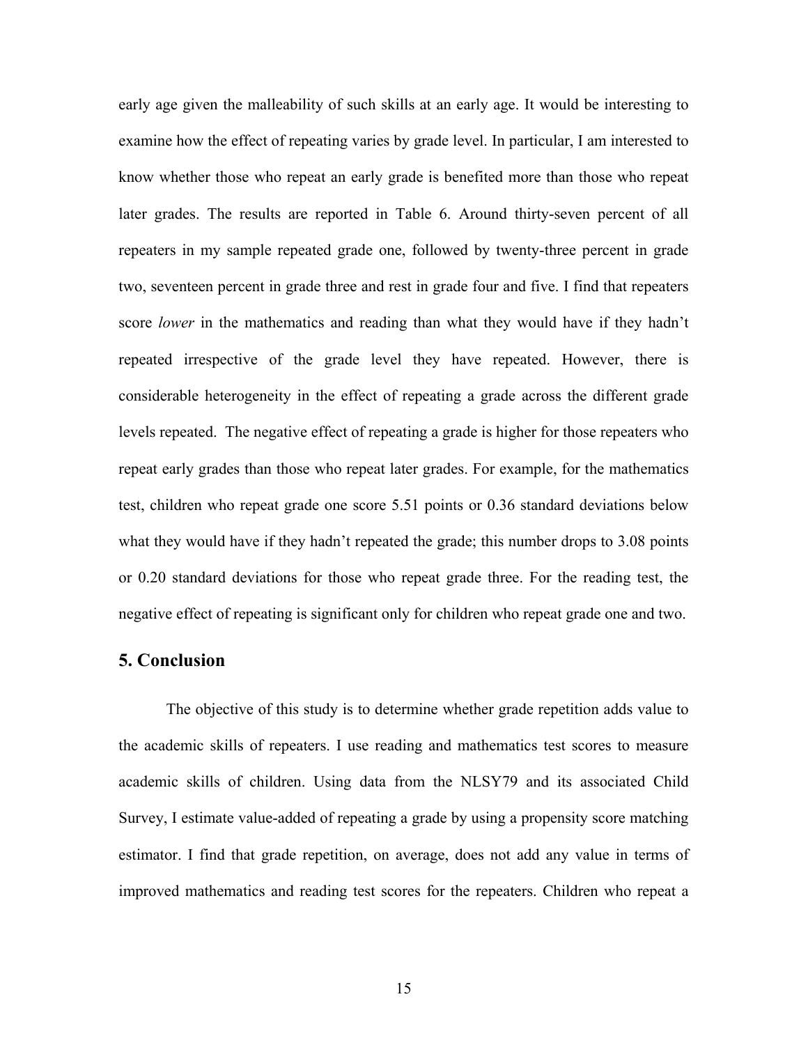early age given the malleability of such skills at an early age. It would be interesting to examine how the effect of repeating varies by grade level. In particular, I am interested to know whether those who repeat an early grade is benefited more than those who repeat later grades. The results are reported in Table 6. Around thirty-seven percent of all repeaters in my sample repeated grade one, followed by twenty-three percent in grade two, seventeen percent in grade three and rest in grade four and five. I find that repeaters score *lower* in the mathematics and reading than what they would have if they hadn't repeated irrespective of the grade level they have repeated. However, there is considerable heterogeneity in the effect of repeating a grade across the different grade levels repeated. The negative effect of repeating a grade is higher for those repeaters who repeat early grades than those who repeat later grades. For example, for the mathematics test, children who repeat grade one score 5.51 points or 0.36 standard deviations below what they would have if they hadn't repeated the grade; this number drops to 3.08 points or 0.20 standard deviations for those who repeat grade three. For the reading test, the negative effect of repeating is significant only for children who repeat grade one and two.

## 5. Conclusion

The objective of this study is to determine whether grade repetition adds value to the academic skills of repeaters. I use reading and mathematics test scores to measure academic skills of children. Using data from the NLSY79 and its associated Child Survey, I estimate value-added of repeating a grade by using a propensity score matching estimator. I find that grade repetition, on average, does not add any value in terms of improved mathematics and reading test scores for the repeaters. Children who repeat a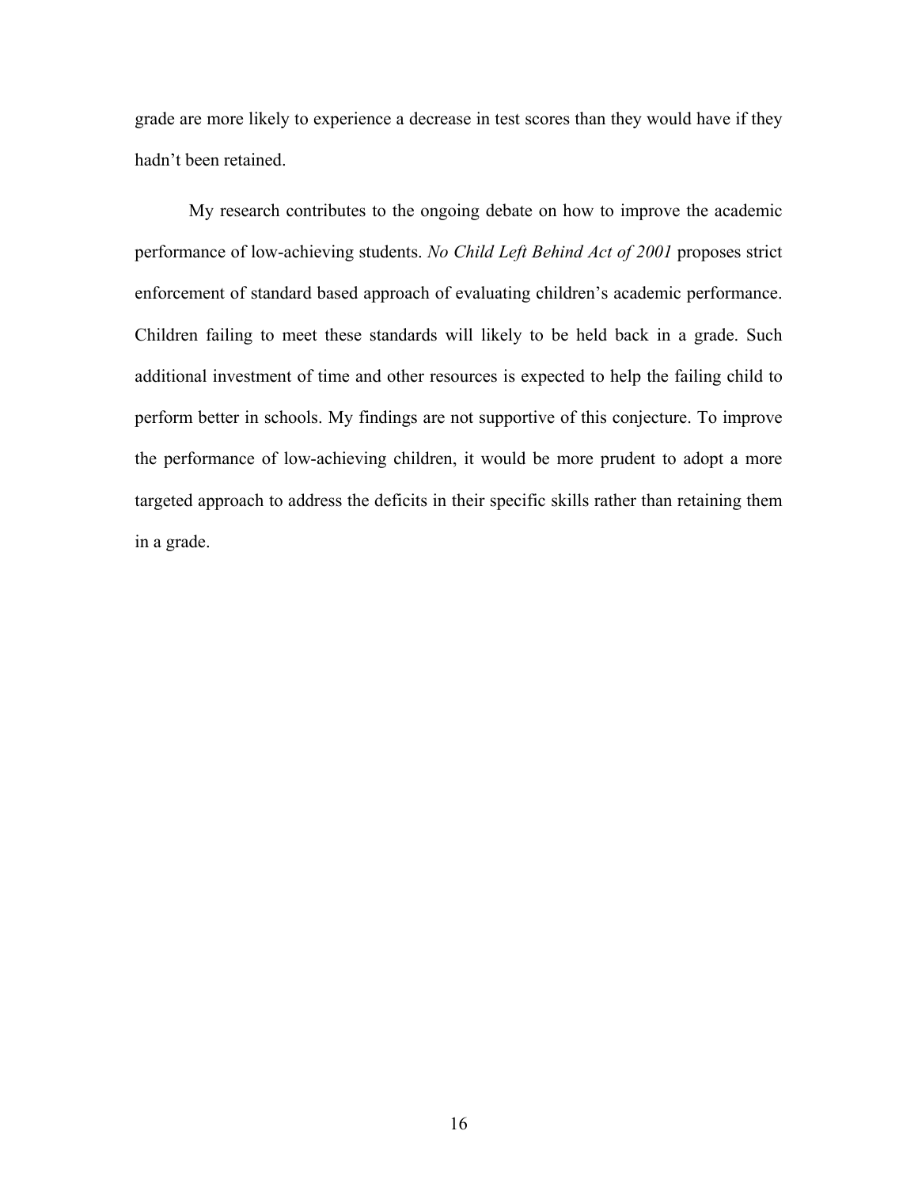grade are more likely to experience a decrease in test scores than they would have if they hadn't been retained.

My research contributes to the ongoing debate on how to improve the academic performance of low-achieving students. *No Child Left Behind Act of 2001* proposes strict enforcement of standard based approach of evaluating children's academic performance. Children failing to meet these standards will likely to be held back in a grade. Such additional investment of time and other resources is expected to help the failing child to perform better in schools. My findings are not supportive of this conjecture. To improve the performance of low-achieving children, it would be more prudent to adopt a more targeted approach to address the deficits in their specific skills rather than retaining them in a grade.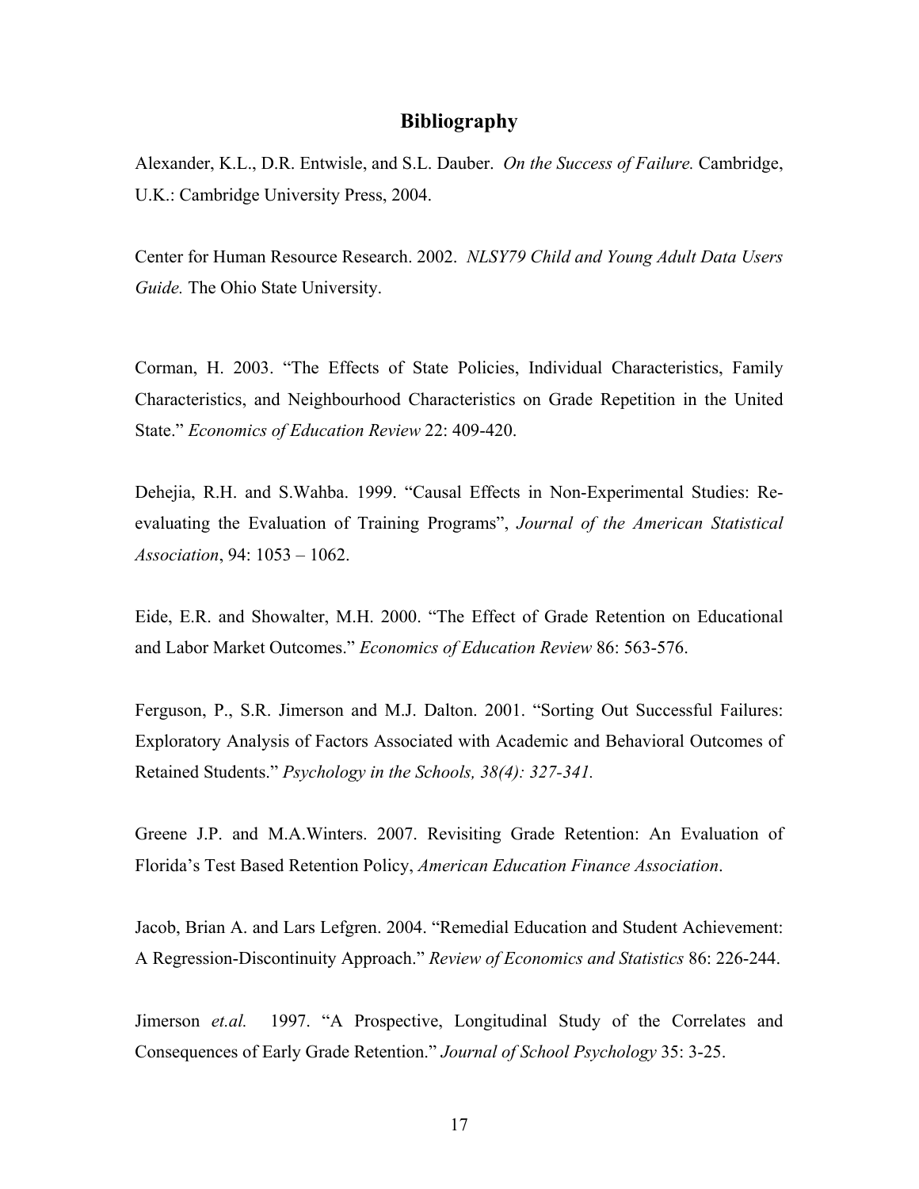## Bibliography

Alexander, K.L., D.R. Entwisle, and S.L. Dauber. *On the Success of Failure.* Cambridge, U.K.: Cambridge University Press, 2004.

Center for Human Resource Research. 2002. *NLSY79 Child and Young Adult Data Users Guide.* The Ohio State University.

Corman, H. 2003. "The Effects of State Policies, Individual Characteristics, Family Characteristics, and Neighbourhood Characteristics on Grade Repetition in the United State." *Economics of Education Review* 22: 409-420.

Dehejia, R.H. and S.Wahba. 1999. "Causal Effects in Non-Experimental Studies: Re-evaluating the Evaluation of Training Programs", *Journal of the American Statistical Association*, 94: 1053 – 1062.

Eide, E.R. and Showalter, M.H. 2000. "The Effect of Grade Retention on Educational and Labor Market Outcomes." *Economics of Education Review* 86: 563-576.

Ferguson, P., S.R. Jimerson and M.J. Dalton. 2001. "Sorting Out Successful Failures: Exploratory Analysis of Factors Associated with Academic and Behavioral Outcomes of Retained Students." *Psychology in the Schools, 38(4): 327-341.*

Greene J.P. and M.A.Winters. 2007. Revisiting Grade Retention: An Evaluation of Florida's Test Based Retention Policy, *American Education Finance Association*.

Jacob, Brian A. and Lars Lefgren. 2004. "Remedial Education and Student Achievement: A Regression-Discontinuity Approach." *Review of Economics and Statistics* 86: 226-244.

Jimerson *et.al.* 1997. "A Prospective, Longitudinal Study of the Correlates and Consequences of Early Grade Retention." *Journal of School Psychology* 35: 3-25.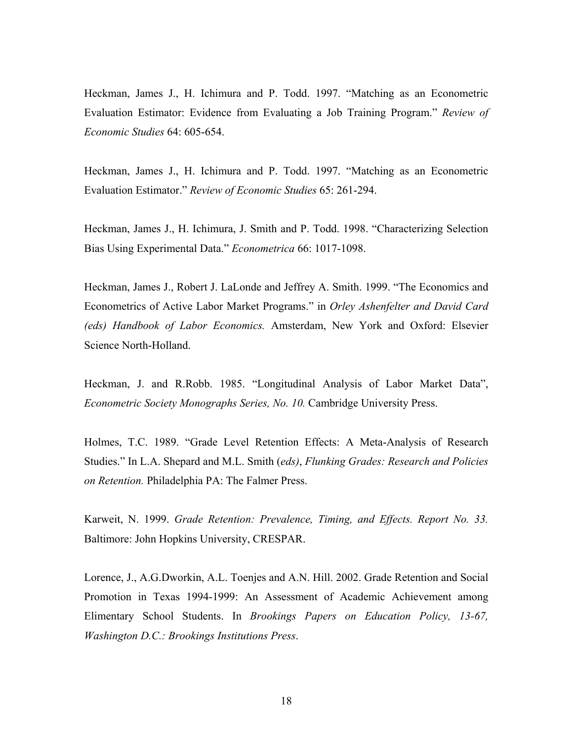Heckman, James J., H. Ichimura and P. Todd. 1997. "Matching as an Econometric Evaluation Estimator: Evidence from Evaluating a Job Training Program." *Review of Economic Studies* 64: 605-654.

Heckman, James J., H. Ichimura and P. Todd. 1997. "Matching as an Econometric Evaluation Estimator." *Review of Economic Studies* 65: 261-294.

Heckman, James J., H. Ichimura, J. Smith and P. Todd. 1998. "Characterizing Selection Bias Using Experimental Data." *Econometrica* 66: 1017-1098.

Heckman, James J., Robert J. LaLonde and Jeffrey A. Smith. 1999. "The Economics and Econometrics of Active Labor Market Programs." in *Orley Ashenfelter and David Card (eds) Handbook of Labor Economics.* Amsterdam, New York and Oxford: Elsevier Science North-Holland.

Heckman, J. and R.Robb. 1985. "Longitudinal Analysis of Labor Market Data", *Econometric Society Monographs Series, No. 10.* Cambridge University Press.

Holmes, T.C. 1989. "Grade Level Retention Effects: A Meta-Analysis of Research Studies." In L.A. Shepard and M.L. Smith (*eds)*, *Flunking Grades: Research and Policies on Retention.* Philadelphia PA: The Falmer Press.

Karweit, N. 1999. *Grade Retention: Prevalence, Timing, and Effects. Report No. 33.* Baltimore: John Hopkins University, CRESPAR.

Lorence, J., A.G.Dworkin, A.L. Toenjes and A.N. Hill. 2002. Grade Retention and Social Promotion in Texas 1994-1999: An Assessment of Academic Achievement among Elimentary School Students. In *Brookings Papers on Education Policy, 13-67, Washington D.C.: Brookings Institutions Press*.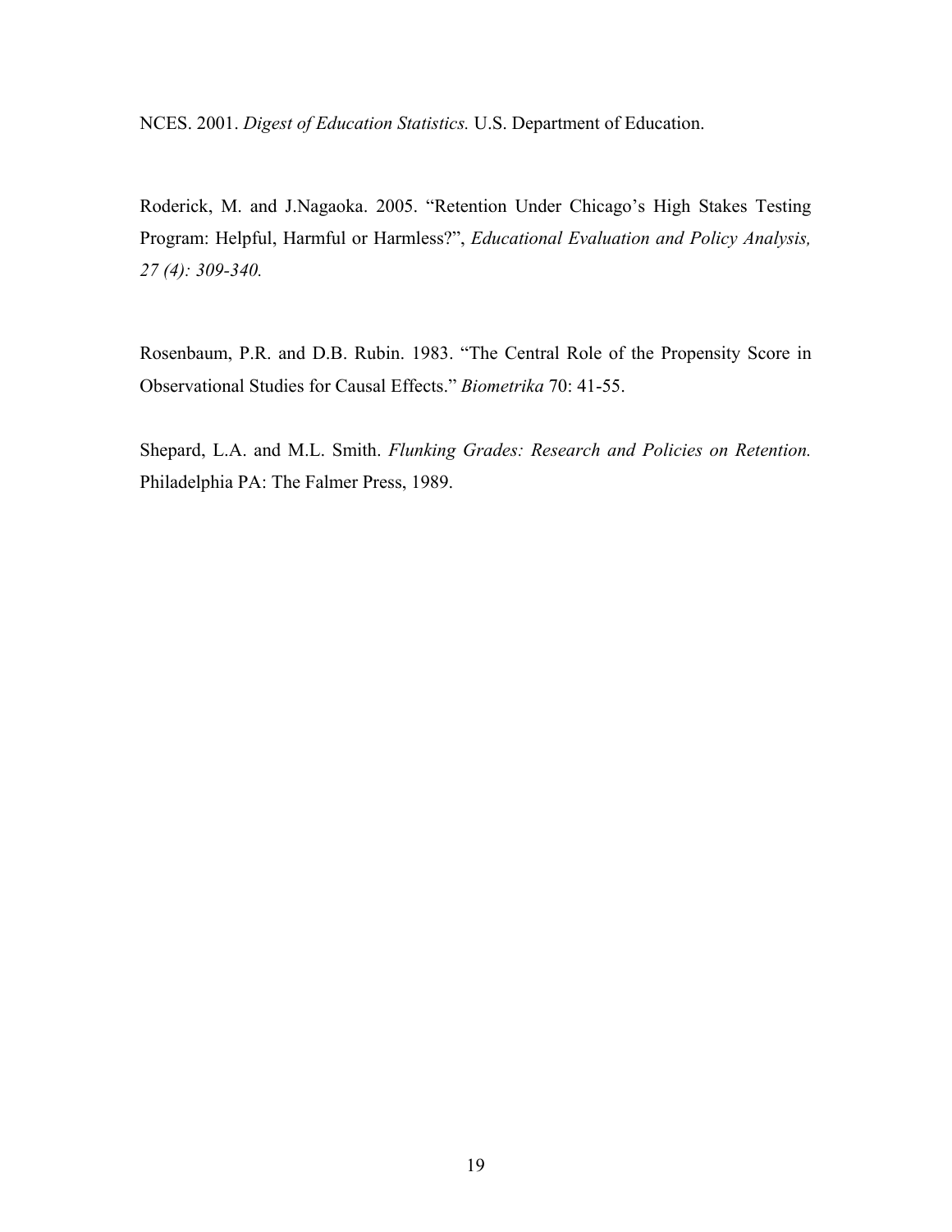NCES. 2001. *Digest of Education Statistics.* U.S. Department of Education.

Roderick, M. and J.Nagaoka. 2005. "Retention Under Chicago's High Stakes Testing Program: Helpful, Harmful or Harmless?", *Educational Evaluation and Policy Analysis, 27 (4): 309-340.*

Rosenbaum, P.R. and D.B. Rubin. 1983. "The Central Role of the Propensity Score in Observational Studies for Causal Effects." *Biometrika* 70: 41-55.

Shepard, L.A. and M.L. Smith. *Flunking Grades: Research and Policies on Retention.* Philadelphia PA: The Falmer Press, 1989.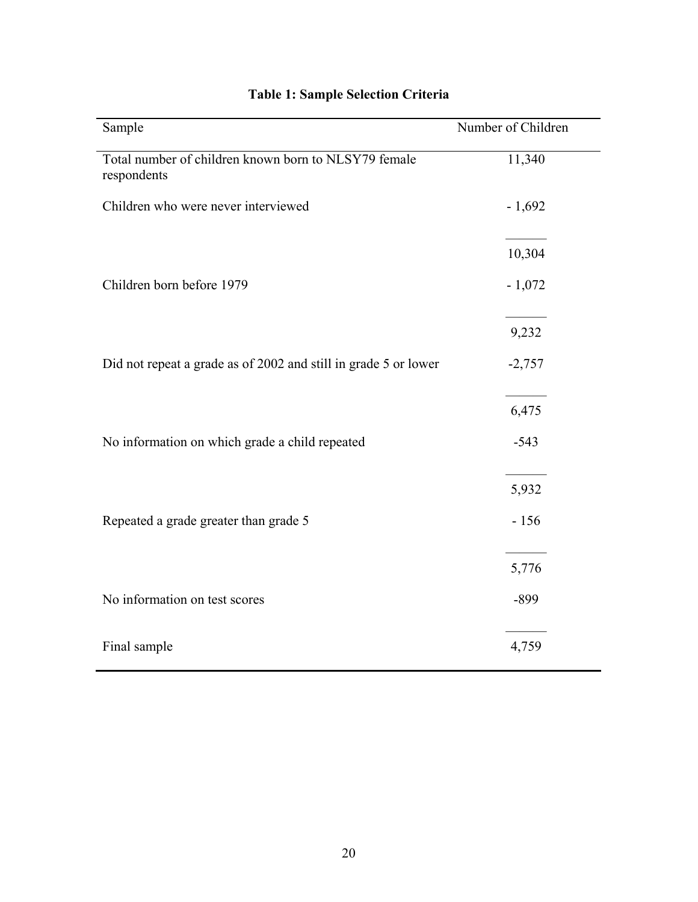**Table 1: Sample Selection Criteria**

| Sample | Number of Children |
|---|---|
| Total number of children known born to NLSY79 female respondents | 11,340 |
| Children who were never interviewed | - 1,692 |
| | 10,304 |
| Children born before 1979 | - 1,072 |
| | 9,232 |
| Did not repeat a grade as of 2002 and still in grade 5 or lower | -2,757 |
| | 6,475 |
| No information on which grade a child repeated | -543 |
| | 5,932 |
| Repeated a grade greater than grade 5 | - 156 |
| | 5,776 |
| No information on test scores | -899 |
| Final sample | 4,759 |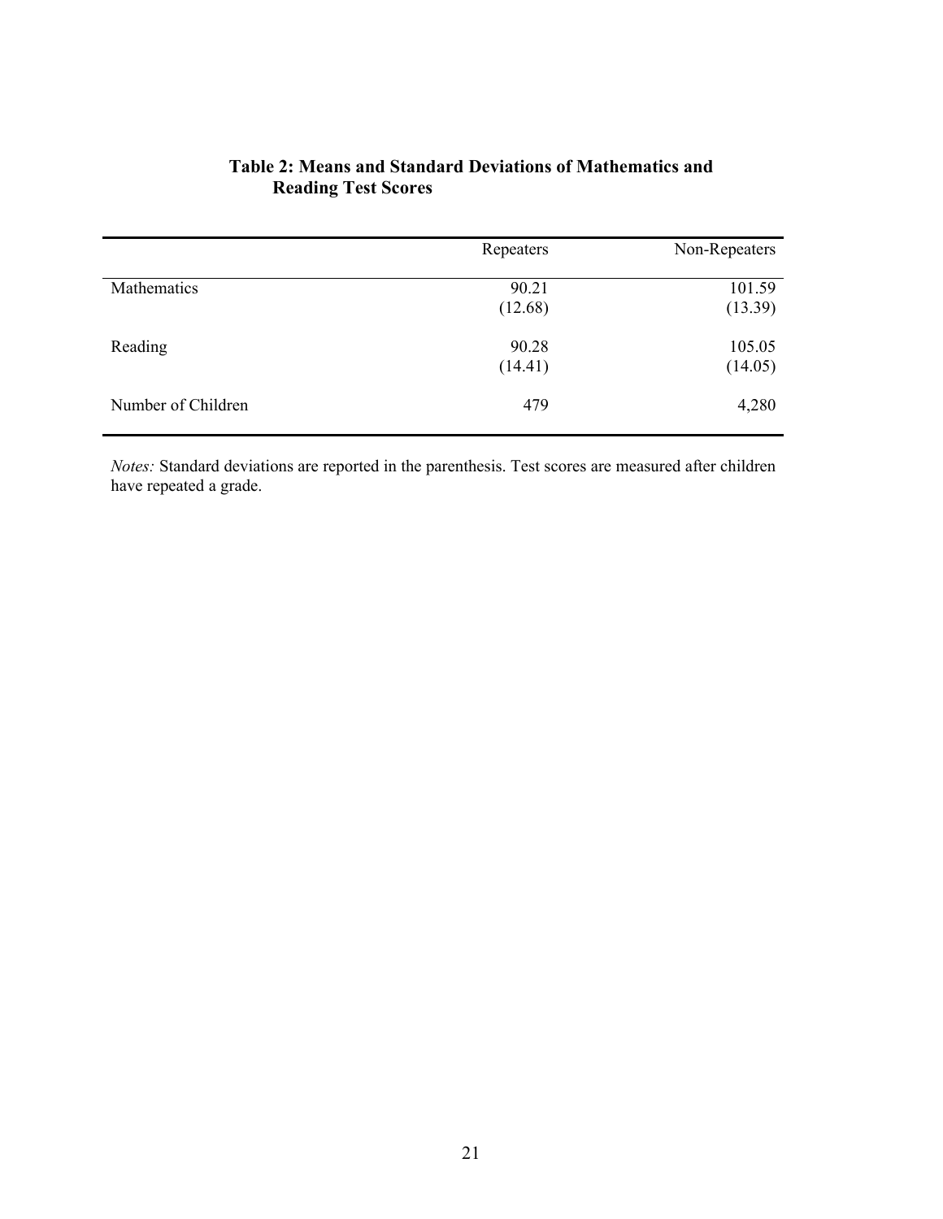**Table 2: Means and Standard Deviations of Mathematics and Reading Test Scores**

| | Repeaters | Non-Repeaters |
|---|---|---|
| Mathematics | 90.21 | 101.59 |
| | (12.68) | (13.39) |
| Reading | 90.28 | 105.05 |
| | (14.41) | (14.05) |
| Number of Children | 479 | 4,280 |

*Notes:* Standard deviations are reported in the parenthesis. Test scores are measured after children have repeated a grade.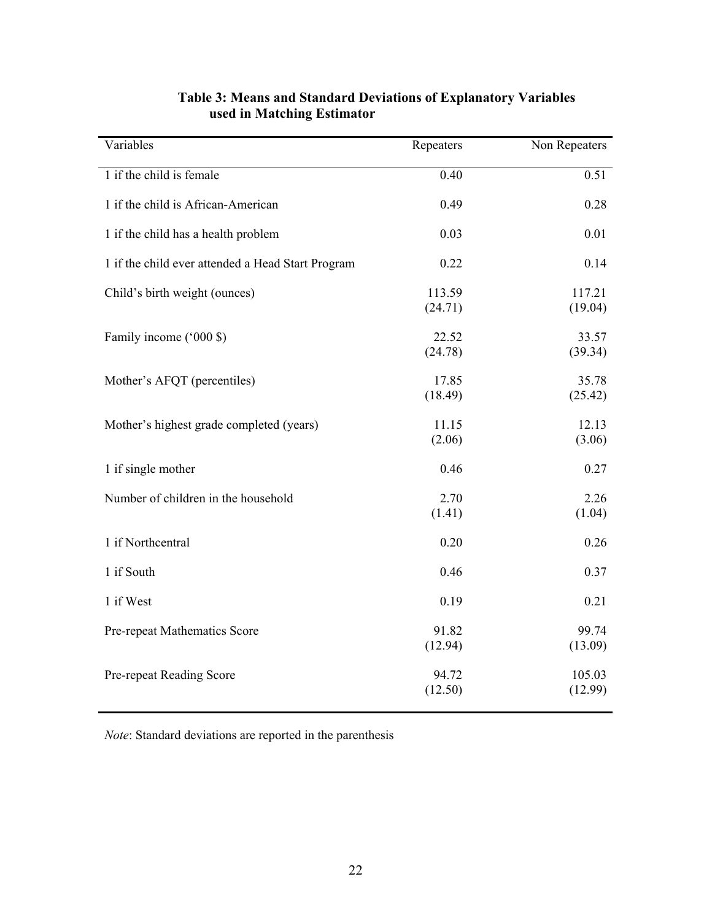**Table 3: Means and Standard Deviations of Explanatory Variables used in Matching Estimator**

| Variables | Repeaters | Non Repeaters |
|---|---|---|
| 1 if the child is female | 0.40 | 0.51 |
| 1 if the child is African-American | 0.49 | 0.28 |
| 1 if the child has a health problem | 0.03 | 0.01 |
| 1 if the child ever attended a Head Start Program | 0.22 | 0.14 |
| Child's birth weight (ounces) | 113.59<br>(24.71) | 117.21<br>(19.04) |
| Family income ('000 $) | 22.52<br>(24.78) | 33.57<br>(39.34) |
| Mother's AFQT (percentiles) | 17.85<br>(18.49) | 35.78<br>(25.42) |
| Mother's highest grade completed (years) | 11.15<br>(2.06) | 12.13<br>(3.06) |
| 1 if single mother | 0.46 | 0.27 |
| Number of children in the household | 2.70<br>(1.41) | 2.26<br>(1.04) |
| 1 if Northcentral | 0.20 | 0.26 |
| 1 if South | 0.46 | 0.37 |
| 1 if West | 0.19 | 0.21 |
| Pre-repeat Mathematics Score | 91.82<br>(12.94) | 99.74<br>(13.09) |
| Pre-repeat Reading Score | 94.72<br>(12.50) | 105.03<br>(12.99) |

*Note*: Standard deviations are reported in the parenthesis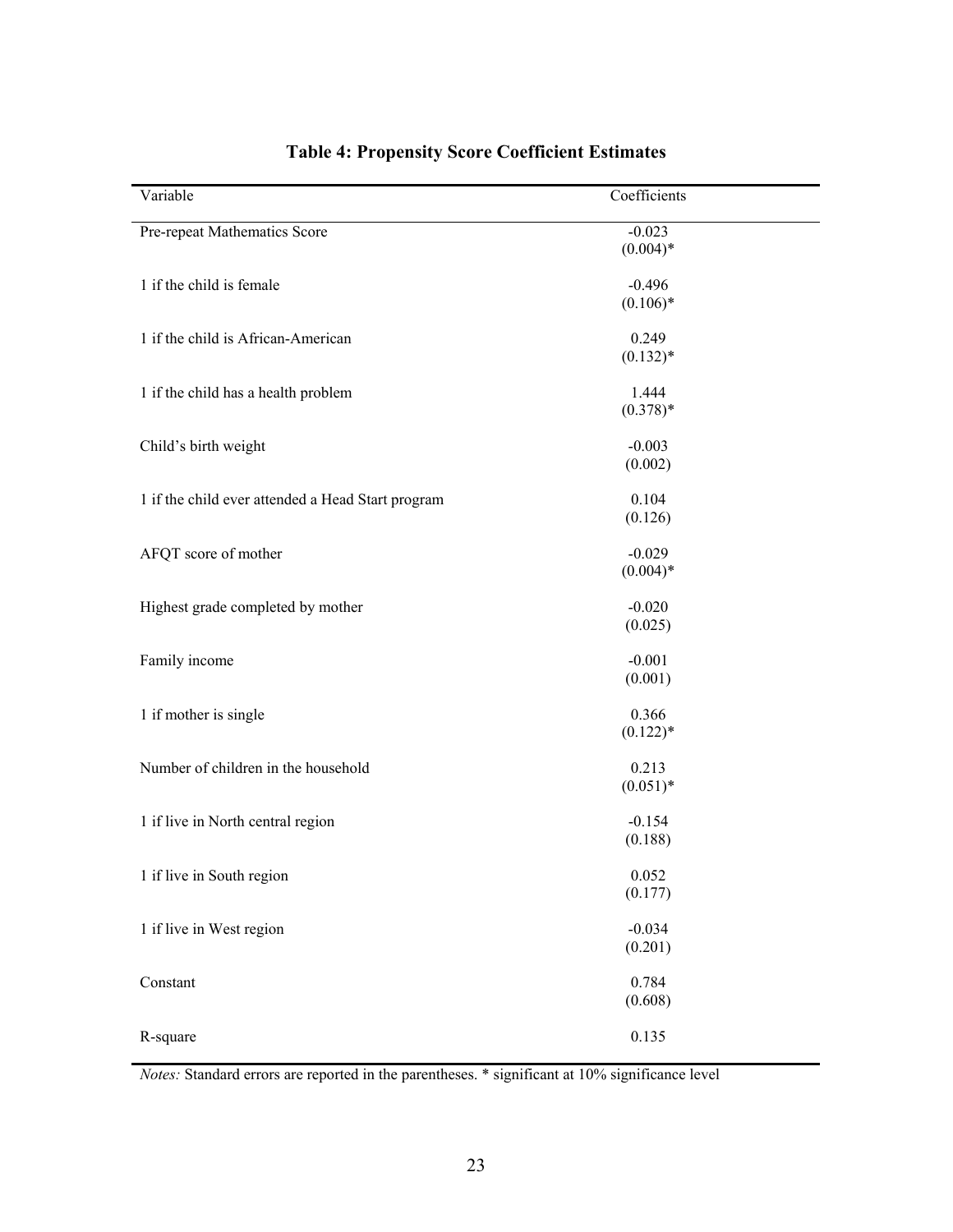# Table 4: Propensity Score Coefficient Estimates

| Variable | Coefficients |
|---|---|
| Pre-repeat Mathematics Score | -0.023<br>(0.004)* |
| 1 if the child is female | -0.496<br>(0.106)* |
| 1 if the child is African-American | 0.249<br>(0.132)* |
| 1 if the child has a health problem | 1.444<br>(0.378)* |
| Child's birth weight | -0.003<br>(0.002) |
| 1 if the child ever attended a Head Start program | 0.104<br>(0.126) |
| AFQT score of mother | -0.029<br>(0.004)* |
| Highest grade completed by mother | -0.020<br>(0.025) |
| Family income | -0.001<br>(0.001) |
| 1 if mother is single | 0.366<br>(0.122)* |
| Number of children in the household | 0.213<br>(0.051)* |
| 1 if live in North central region | -0.154<br>(0.188) |
| 1 if live in South region | 0.052<br>(0.177) |
| 1 if live in West region | -0.034<br>(0.201) |
| Constant | 0.784<br>(0.608) |
| R-square | 0.135 |

*Notes:* Standard errors are reported in the parentheses. * significant at 10% significance level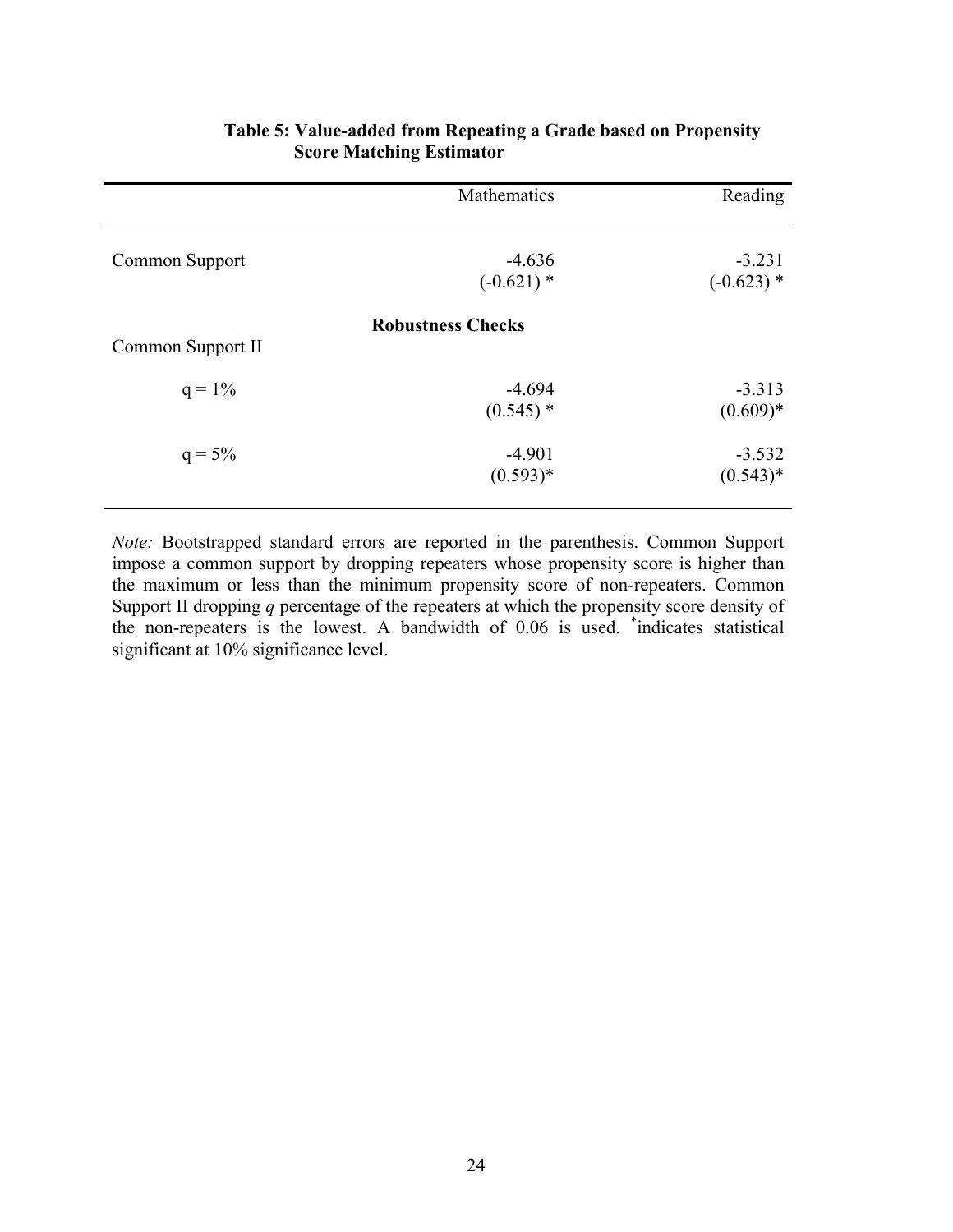**Table 5: Value-added from Repeating a Grade based on Propensity Score Matching Estimator**

| | Mathematics | Reading |
|---|---|---|
| Common Support | -4.636<br>(-0.621) * | -3.231<br>(-0.623) * |
| **Robustness Checks** | | |
| Common Support II | | |
| q = 1% | -4.694<br>(0.545) * | -3.313<br>(0.609)* |
| q = 5% | -4.901<br>(0.593)* | -3.532<br>(0.543)* |

*Note:* Bootstrapped standard errors are reported in the parenthesis. Common Support impose a common support by dropping repeaters whose propensity score is higher than the maximum or less than the minimum propensity score of non-repeaters. Common Support II dropping *q* percentage of the repeaters at which the propensity score density of the non-repeaters is the lowest. A bandwidth of 0.06 is used. *indicates statistical significant at 10% significance level.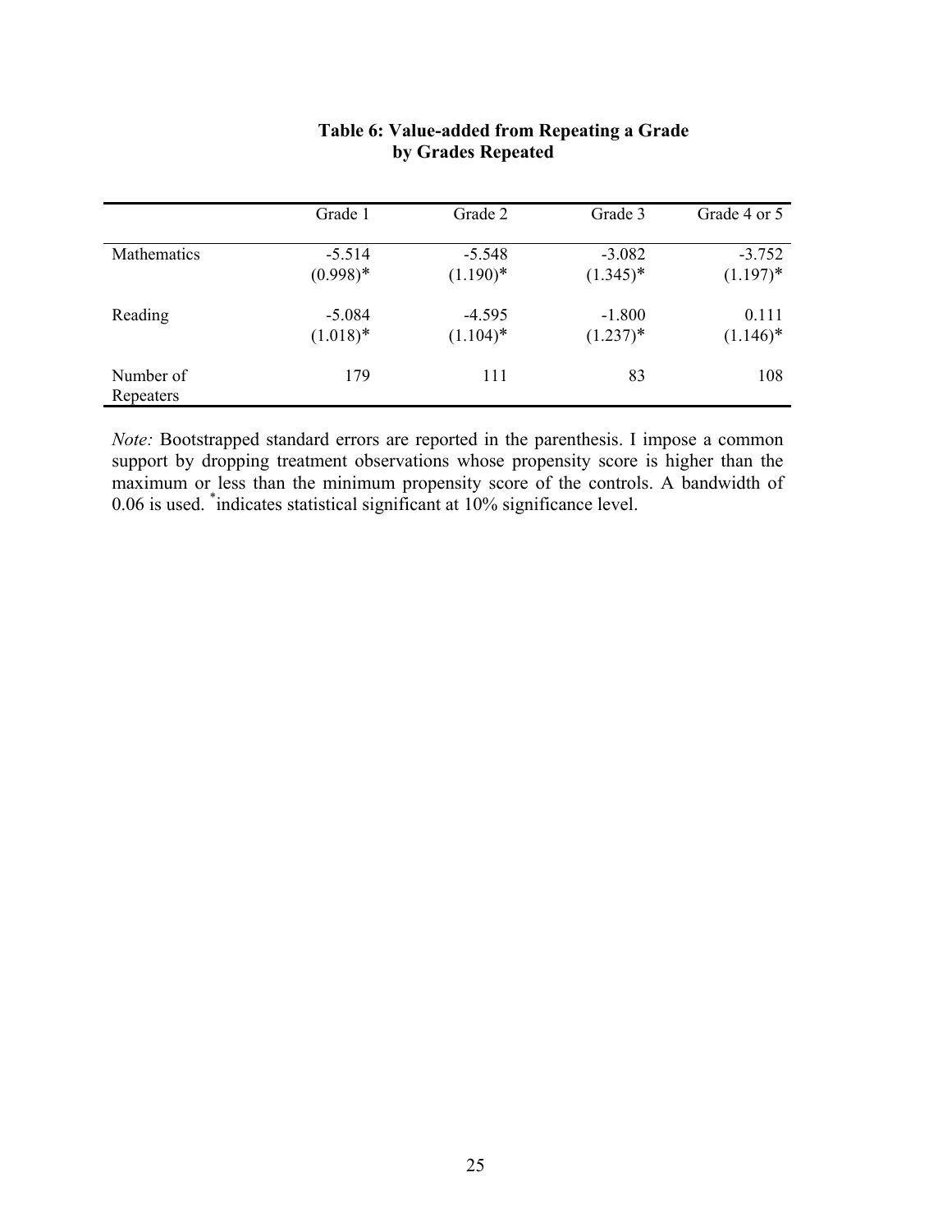**Table 6: Value-added from Repeating a Grade by Grades Repeated**

| | Grade 1 | Grade 2 | Grade 3 | Grade 4 or 5 |
|---|---|---|---|---|
| Mathematics | -5.514<br>(0.998)* | -5.548<br>(1.190)* | -3.082<br>(1.345)* | -3.752<br>(1.197)* |
| Reading | -5.084<br>(1.018)* | -4.595<br>(1.104)* | -1.800<br>(1.237)* | 0.111<br>(1.146)* |
| Number of Repeaters | 179 | 111 | 83 | 108 |

*Note:* Bootstrapped standard errors are reported in the parenthesis. I impose a common support by dropping treatment observations whose propensity score is higher than the maximum or less than the minimum propensity score of the controls. A bandwidth of 0.06 is used. *indicates statistical significant at 10% significance level.